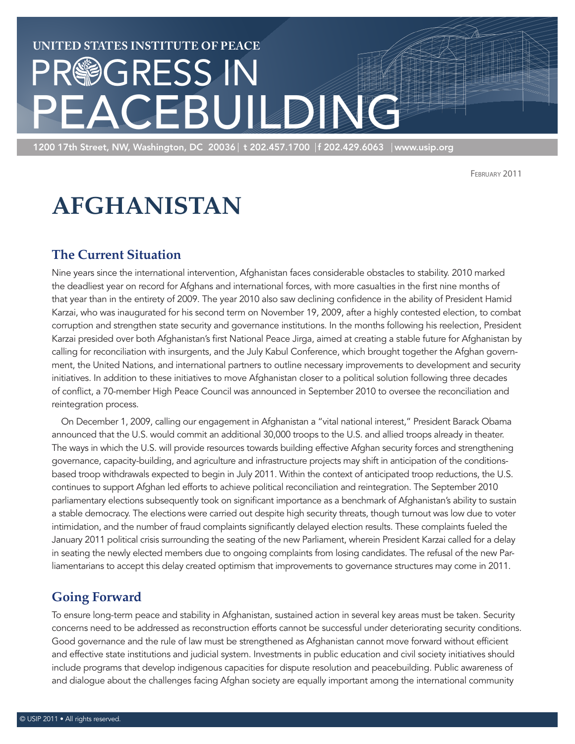UNITED STATES INSTITUTE OF PEACE

PROGRESS IN PEACEBUILDING

1200 17th Street, NW, Washington, DC 20036 | t 202.457.1700 | f 202.429.6063 | www.usip.org

February 2011

# AFGHANISTAN

## The Current Situation

Nine years since the international intervention, Afghanistan faces considerable obstacles to stability. 2010 marked the deadliest year on record for Afghans and international forces, with more casualties in the first nine months of that year than in the entirety of 2009. The year 2010 also saw declining confidence in the ability of President Hamid Karzai, who was inaugurated for his second term on November 19, 2009, after a highly contested election, to combat corruption and strengthen state security and governance institutions. In the months following his reelection, President Karzai presided over both Afghanistan's first National Peace Jirga, aimed at creating a stable future for Afghanistan by calling for reconciliation with insurgents, and the July Kabul Conference, which brought together the Afghan government, the United Nations, and international partners to outline necessary improvements to development and security initiatives. In addition to these initiatives to move Afghanistan closer to a political solution following three decades of conflict, a 70-member High Peace Council was announced in September 2010 to oversee the reconciliation and reintegration process.

On December 1, 2009, calling our engagement in Afghanistan a "vital national interest," President Barack Obama announced that the U.S. would commit an additional 30,000 troops to the U.S. and allied troops already in theater. The ways in which the U.S. will provide resources towards building effective Afghan security forces and strengthening governance, capacity-building, and agriculture and infrastructure projects may shift in anticipation of the conditions-based troop withdrawals expected to begin in July 2011. Within the context of anticipated troop reductions, the U.S. continues to support Afghan led efforts to achieve political reconciliation and reintegration. The September 2010 parliamentary elections subsequently took on significant importance as a benchmark of Afghanistan's ability to sustain a stable democracy. The elections were carried out despite high security threats, though turnout was low due to voter intimidation, and the number of fraud complaints significantly delayed election results. These complaints fueled the January 2011 political crisis surrounding the seating of the new Parliament, wherein President Karzai called for a delay in seating the newly elected members due to ongoing complaints from losing candidates. The refusal of the new Parliamentarians to accept this delay created optimism that improvements to governance structures may come in 2011.

## Going Forward

To ensure long-term peace and stability in Afghanistan, sustained action in several key areas must be taken. Security concerns need to be addressed as reconstruction efforts cannot be successful under deteriorating security conditions. Good governance and the rule of law must be strengthened as Afghanistan cannot move forward without efficient and effective state institutions and judicial system. Investments in public education and civil society initiatives should include programs that develop indigenous capacities for dispute resolution and peacebuilding. Public awareness of and dialogue about the challenges facing Afghan society are equally important among the international community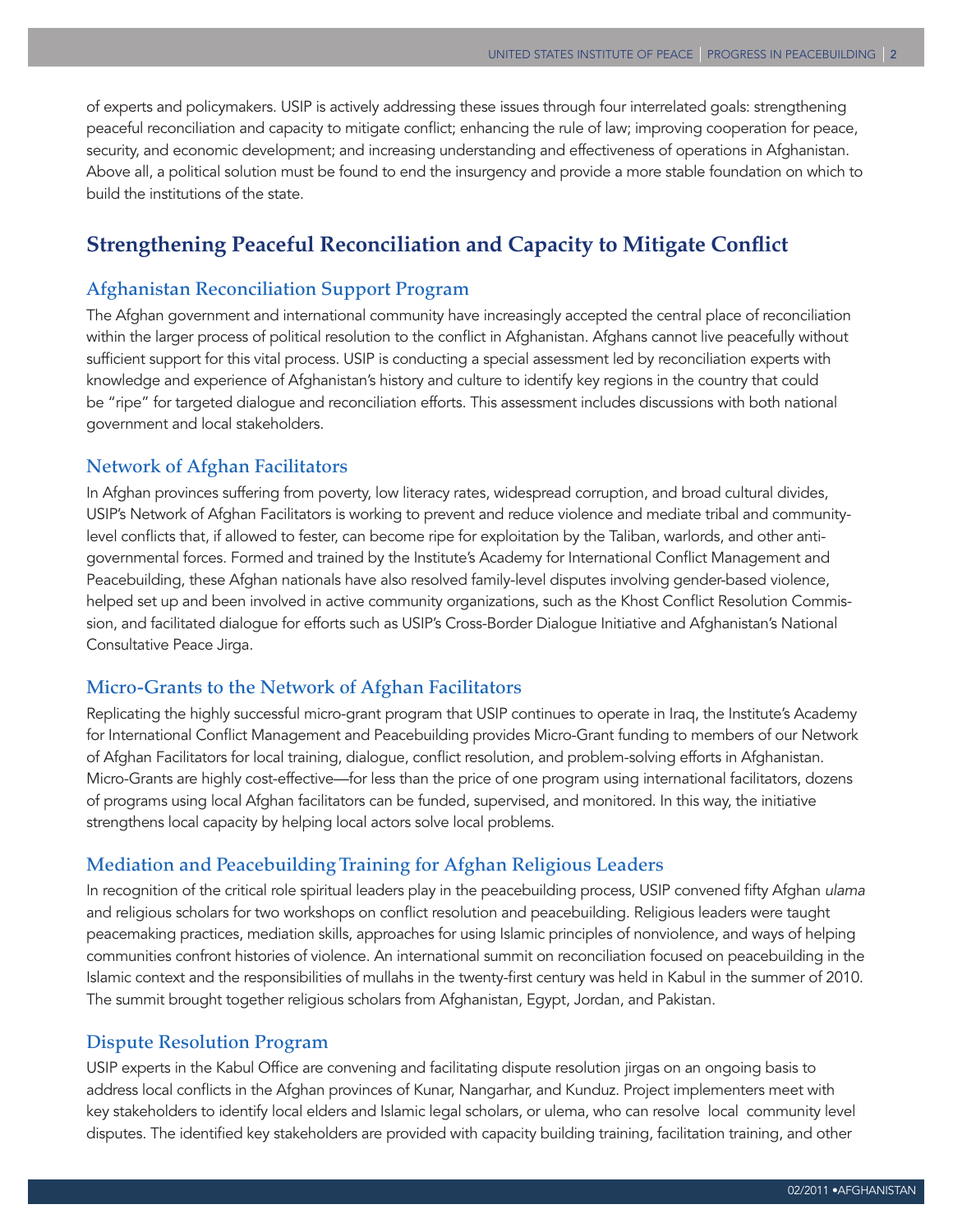of experts and policymakers. USIP is actively addressing these issues through four interrelated goals: strengthening peaceful reconciliation and capacity to mitigate conflict; enhancing the rule of law; improving cooperation for peace, security, and economic development; and increasing understanding and effectiveness of operations in Afghanistan. Above all, a political solution must be found to end the insurgency and provide a more stable foundation on which to build the institutions of the state.

## Strengthening Peaceful Reconciliation and Capacity to Mitigate Conflict

### Afghanistan Reconciliation Support Program

The Afghan government and international community have increasingly accepted the central place of reconciliation within the larger process of political resolution to the conflict in Afghanistan. Afghans cannot live peacefully without sufficient support for this vital process. USIP is conducting a special assessment led by reconciliation experts with knowledge and experience of Afghanistan's history and culture to identify key regions in the country that could be "ripe" for targeted dialogue and reconciliation efforts. This assessment includes discussions with both national government and local stakeholders.

### Network of Afghan Facilitators

In Afghan provinces suffering from poverty, low literacy rates, widespread corruption, and broad cultural divides, USIP's Network of Afghan Facilitators is working to prevent and reduce violence and mediate tribal and community-level conflicts that, if allowed to fester, can become ripe for exploitation by the Taliban, warlords, and other anti-governmental forces. Formed and trained by the Institute's Academy for International Conflict Management and Peacebuilding, these Afghan nationals have also resolved family-level disputes involving gender-based violence, helped set up and been involved in active community organizations, such as the Khost Conflict Resolution Commission, and facilitated dialogue for efforts such as USIP's Cross-Border Dialogue Initiative and Afghanistan's National Consultative Peace Jirga.

### Micro-Grants to the Network of Afghan Facilitators

Replicating the highly successful micro-grant program that USIP continues to operate in Iraq, the Institute's Academy for International Conflict Management and Peacebuilding provides Micro-Grant funding to members of our Network of Afghan Facilitators for local training, dialogue, conflict resolution, and problem-solving efforts in Afghanistan. Micro-Grants are highly cost-effective—for less than the price of one program using international facilitators, dozens of programs using local Afghan facilitators can be funded, supervised, and monitored. In this way, the initiative strengthens local capacity by helping local actors solve local problems.

### Mediation and Peacebuilding Training for Afghan Religious Leaders

In recognition of the critical role spiritual leaders play in the peacebuilding process, USIP convened fifty Afghan *ulama* and religious scholars for two workshops on conflict resolution and peacebuilding. Religious leaders were taught peacemaking practices, mediation skills, approaches for using Islamic principles of nonviolence, and ways of helping communities confront histories of violence. An international summit on reconciliation focused on peacebuilding in the Islamic context and the responsibilities of mullahs in the twenty-first century was held in Kabul in the summer of 2010. The summit brought together religious scholars from Afghanistan, Egypt, Jordan, and Pakistan.

### Dispute Resolution Program

USIP experts in the Kabul Office are convening and facilitating dispute resolution jirgas on an ongoing basis to address local conflicts in the Afghan provinces of Kunar, Nangarhar, and Kunduz. Project implementers meet with key stakeholders to identify local elders and Islamic legal scholars, or ulema, who can resolve local community level disputes. The identified key stakeholders are provided with capacity building training, facilitation training, and other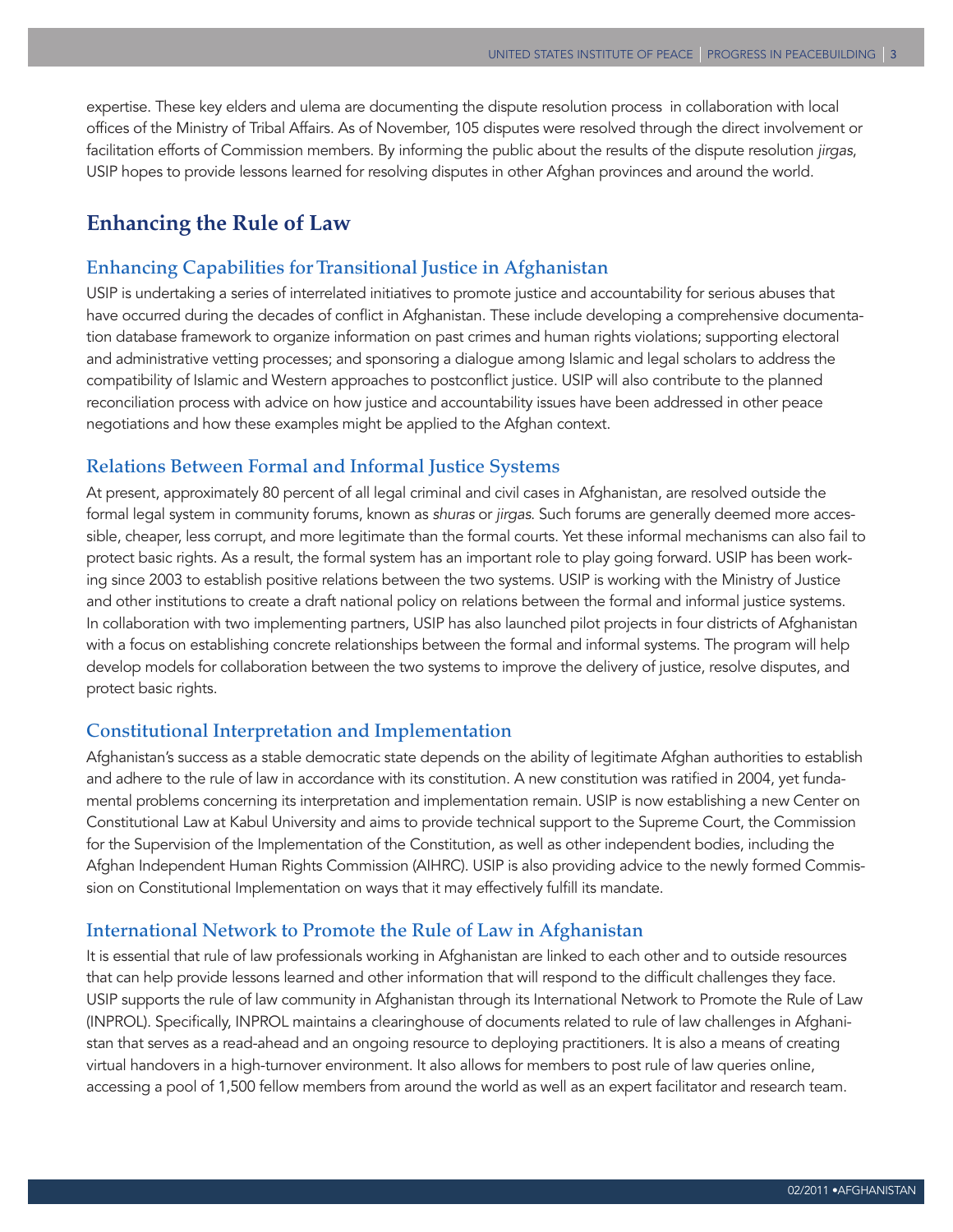expertise. These key elders and ulema are documenting the dispute resolution process in collaboration with local offices of the Ministry of Tribal Affairs. As of November, 105 disputes were resolved through the direct involvement or facilitation efforts of Commission members. By informing the public about the results of the dispute resolution *jirgas*, USIP hopes to provide lessons learned for resolving disputes in other Afghan provinces and around the world.

## Enhancing the Rule of Law

### Enhancing Capabilities for Transitional Justice in Afghanistan

USIP is undertaking a series of interrelated initiatives to promote justice and accountability for serious abuses that have occurred during the decades of conflict in Afghanistan. These include developing a comprehensive documentation database framework to organize information on past crimes and human rights violations; supporting electoral and administrative vetting processes; and sponsoring a dialogue among Islamic and legal scholars to address the compatibility of Islamic and Western approaches to postconflict justice. USIP will also contribute to the planned reconciliation process with advice on how justice and accountability issues have been addressed in other peace negotiations and how these examples might be applied to the Afghan context.

### Relations Between Formal and Informal Justice Systems

At present, approximately 80 percent of all legal criminal and civil cases in Afghanistan, are resolved outside the formal legal system in community forums, known as *shuras* or *jirgas*. Such forums are generally deemed more accessible, cheaper, less corrupt, and more legitimate than the formal courts. Yet these informal mechanisms can also fail to protect basic rights. As a result, the formal system has an important role to play going forward. USIP has been working since 2003 to establish positive relations between the two systems. USIP is working with the Ministry of Justice and other institutions to create a draft national policy on relations between the formal and informal justice systems. In collaboration with two implementing partners, USIP has also launched pilot projects in four districts of Afghanistan with a focus on establishing concrete relationships between the formal and informal systems. The program will help develop models for collaboration between the two systems to improve the delivery of justice, resolve disputes, and protect basic rights.

### Constitutional Interpretation and Implementation

Afghanistan's success as a stable democratic state depends on the ability of legitimate Afghan authorities to establish and adhere to the rule of law in accordance with its constitution. A new constitution was ratified in 2004, yet fundamental problems concerning its interpretation and implementation remain. USIP is now establishing a new Center on Constitutional Law at Kabul University and aims to provide technical support to the Supreme Court, the Commission for the Supervision of the Implementation of the Constitution, as well as other independent bodies, including the Afghan Independent Human Rights Commission (AIHRC). USIP is also providing advice to the newly formed Commission on Constitutional Implementation on ways that it may effectively fulfill its mandate.

### International Network to Promote the Rule of Law in Afghanistan

It is essential that rule of law professionals working in Afghanistan are linked to each other and to outside resources that can help provide lessons learned and other information that will respond to the difficult challenges they face. USIP supports the rule of law community in Afghanistan through its International Network to Promote the Rule of Law (INPROL). Specifically, INPROL maintains a clearinghouse of documents related to rule of law challenges in Afghanistan that serves as a read-ahead and an ongoing resource to deploying practitioners. It is also a means of creating virtual handovers in a high-turnover environment. It also allows for members to post rule of law queries online, accessing a pool of 1,500 fellow members from around the world as well as an expert facilitator and research team.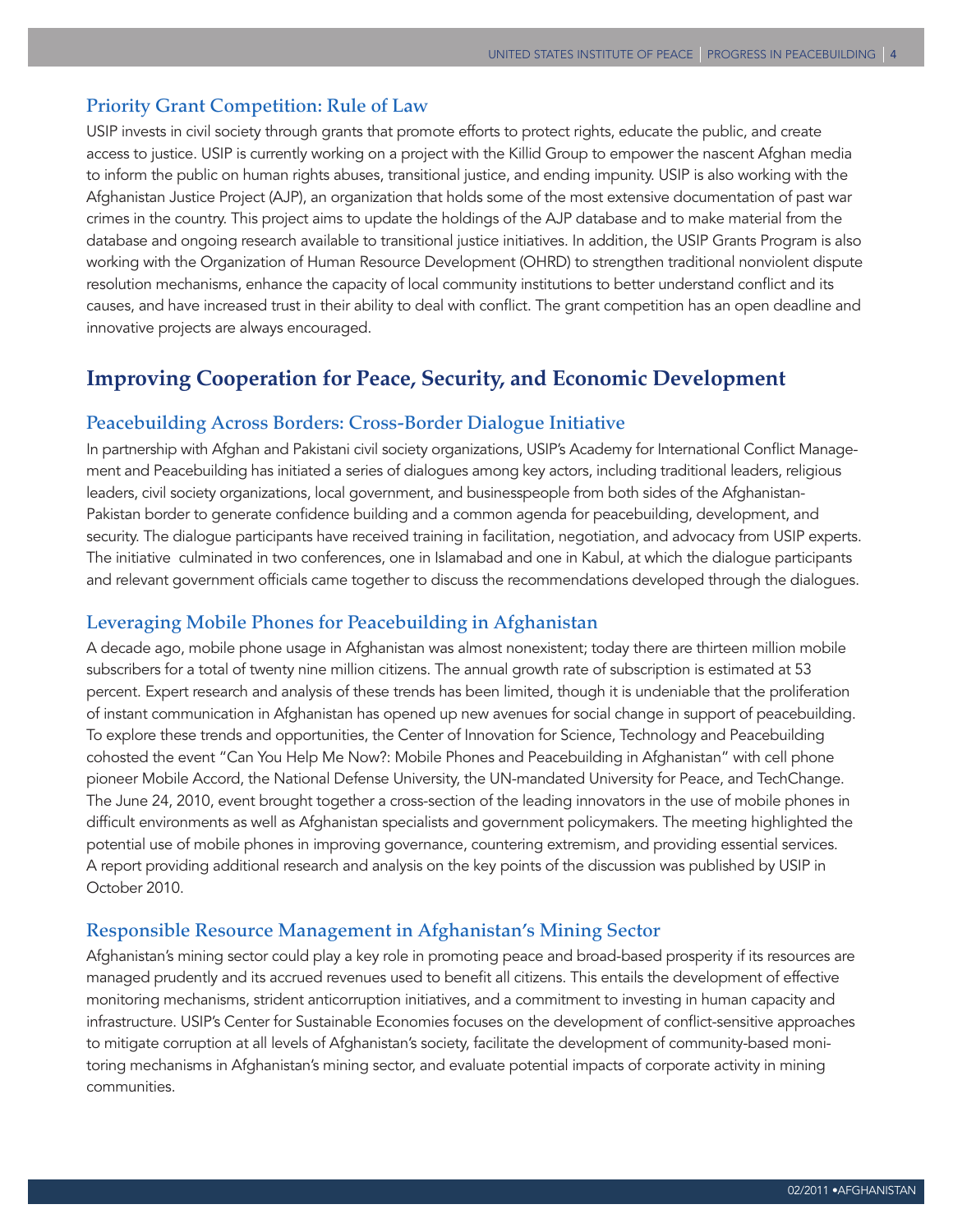### Priority Grant Competition: Rule of Law

USIP invests in civil society through grants that promote efforts to protect rights, educate the public, and create access to justice. USIP is currently working on a project with the Killid Group to empower the nascent Afghan media to inform the public on human rights abuses, transitional justice, and ending impunity. USIP is also working with the Afghanistan Justice Project (AJP), an organization that holds some of the most extensive documentation of past war crimes in the country. This project aims to update the holdings of the AJP database and to make material from the database and ongoing research available to transitional justice initiatives. In addition, the USIP Grants Program is also working with the Organization of Human Resource Development (OHRD) to strengthen traditional nonviolent dispute resolution mechanisms, enhance the capacity of local community institutions to better understand conflict and its causes, and have increased trust in their ability to deal with conflict. The grant competition has an open deadline and innovative projects are always encouraged.

## Improving Cooperation for Peace, Security, and Economic Development

### Peacebuilding Across Borders: Cross-Border Dialogue Initiative

In partnership with Afghan and Pakistani civil society organizations, USIP's Academy for International Conflict Management and Peacebuilding has initiated a series of dialogues among key actors, including traditional leaders, religious leaders, civil society organizations, local government, and businesspeople from both sides of the Afghanistan-Pakistan border to generate confidence building and a common agenda for peacebuilding, development, and security. The dialogue participants have received training in facilitation, negotiation, and advocacy from USIP experts. The initiative culminated in two conferences, one in Islamabad and one in Kabul, at which the dialogue participants and relevant government officials came together to discuss the recommendations developed through the dialogues.

### Leveraging Mobile Phones for Peacebuilding in Afghanistan

A decade ago, mobile phone usage in Afghanistan was almost nonexistent; today there are thirteen million mobile subscribers for a total of twenty nine million citizens. The annual growth rate of subscription is estimated at 53 percent. Expert research and analysis of these trends has been limited, though it is undeniable that the proliferation of instant communication in Afghanistan has opened up new avenues for social change in support of peacebuilding. To explore these trends and opportunities, the Center of Innovation for Science, Technology and Peacebuilding cohosted the event "Can You Help Me Now?: Mobile Phones and Peacebuilding in Afghanistan" with cell phone pioneer Mobile Accord, the National Defense University, the UN-mandated University for Peace, and TechChange. The June 24, 2010, event brought together a cross-section of the leading innovators in the use of mobile phones in difficult environments as well as Afghanistan specialists and government policymakers. The meeting highlighted the potential use of mobile phones in improving governance, countering extremism, and providing essential services. A report providing additional research and analysis on the key points of the discussion was published by USIP in October 2010.

### Responsible Resource Management in Afghanistan's Mining Sector

Afghanistan's mining sector could play a key role in promoting peace and broad-based prosperity if its resources are managed prudently and its accrued revenues used to benefit all citizens. This entails the development of effective monitoring mechanisms, strident anticorruption initiatives, and a commitment to investing in human capacity and infrastructure. USIP's Center for Sustainable Economies focuses on the development of conflict-sensitive approaches to mitigate corruption at all levels of Afghanistan's society, facilitate the development of community-based monitoring mechanisms in Afghanistan's mining sector, and evaluate potential impacts of corporate activity in mining communities.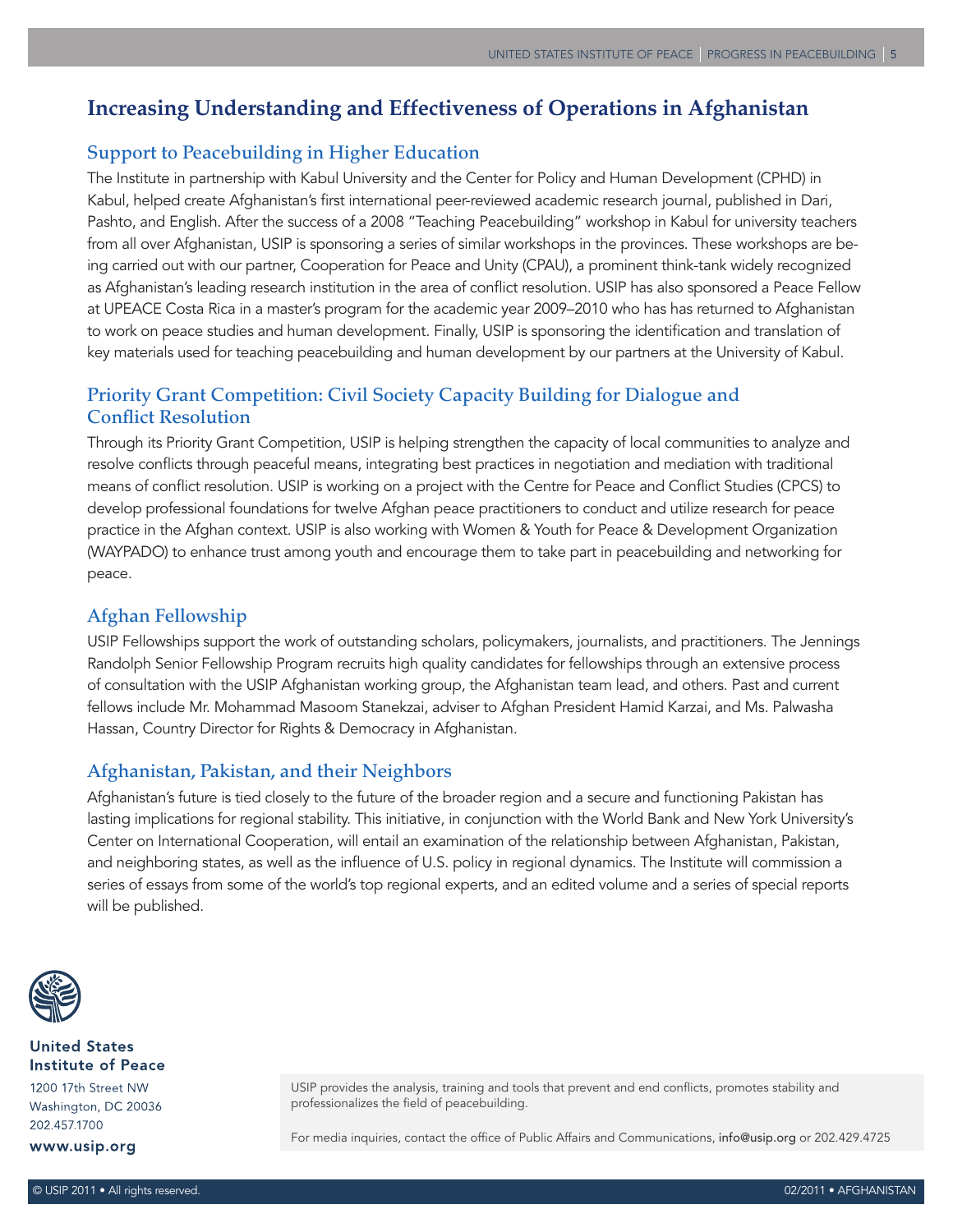## Increasing Understanding and Effectiveness of Operations in Afghanistan

### Support to Peacebuilding in Higher Education

The Institute in partnership with Kabul University and the Center for Policy and Human Development (CPHD) in Kabul, helped create Afghanistan's first international peer-reviewed academic research journal, published in Dari, Pashto, and English. After the success of a 2008 "Teaching Peacebuilding" workshop in Kabul for university teachers from all over Afghanistan, USIP is sponsoring a series of similar workshops in the provinces. These workshops are being carried out with our partner, Cooperation for Peace and Unity (CPAU), a prominent think-tank widely recognized as Afghanistan's leading research institution in the area of conflict resolution. USIP has also sponsored a Peace Fellow at UPEACE Costa Rica in a master's program for the academic year 2009–2010 who has has returned to Afghanistan to work on peace studies and human development. Finally, USIP is sponsoring the identification and translation of key materials used for teaching peacebuilding and human development by our partners at the University of Kabul.

### Priority Grant Competition: Civil Society Capacity Building for Dialogue and Conflict Resolution

Through its Priority Grant Competition, USIP is helping strengthen the capacity of local communities to analyze and resolve conflicts through peaceful means, integrating best practices in negotiation and mediation with traditional means of conflict resolution. USIP is working on a project with the Centre for Peace and Conflict Studies (CPCS) to develop professional foundations for twelve Afghan peace practitioners to conduct and utilize research for peace practice in the Afghan context. USIP is also working with Women & Youth for Peace & Development Organization (WAYPADO) to enhance trust among youth and encourage them to take part in peacebuilding and networking for peace.

### Afghan Fellowship

USIP Fellowships support the work of outstanding scholars, policymakers, journalists, and practitioners. The Jennings Randolph Senior Fellowship Program recruits high quality candidates for fellowships through an extensive process of consultation with the USIP Afghanistan working group, the Afghanistan team lead, and others. Past and current fellows include Mr. Mohammad Masoom Stanekzai, adviser to Afghan President Hamid Karzai, and Ms. Palwasha Hassan, Country Director for Rights & Democracy in Afghanistan.

### Afghanistan, Pakistan, and their Neighbors

Afghanistan's future is tied closely to the future of the broader region and a secure and functioning Pakistan has lasting implications for regional stability. This initiative, in conjunction with the World Bank and New York University's Center on International Cooperation, will entail an examination of the relationship between Afghanistan, Pakistan, and neighboring states, as well as the influence of U.S. policy in regional dynamics. The Institute will commission a series of essays from some of the world's top regional experts, and an edited volume and a series of special reports will be published.

**United States Institute of Peace**

1200 17th Street NW
Washington, DC 20036
202.457.1700

www.usip.org

USIP provides the analysis, training and tools that prevent and end conflicts, promotes stability and professionalizes the field of peacebuilding.

For media inquiries, contact the office of Public Affairs and Communications, info@usip.org or 202.429.4725

© USIP 2011 • All rights reserved.

02/2011 • AFGHANISTAN